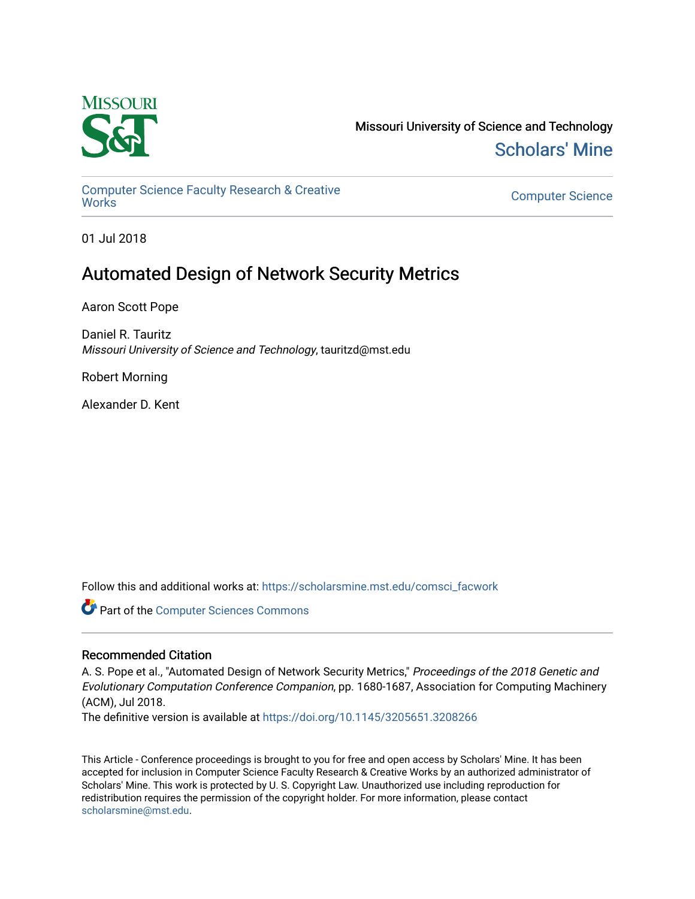Missouri University of Science and Technology

Scholars' Mine

Computer Science Faculty Research & Creative Works

Computer Science

01 Jul 2018

# Automated Design of Network Security Metrics

Aaron Scott Pope

Daniel R. Tauritz
*Missouri University of Science and Technology*, tauritzd@mst.edu

Robert Morning

Alexander D. Kent

Follow this and additional works at: https://scholarsmine.mst.edu/comsci_facwork

Part of the Computer Sciences Commons

## Recommended Citation

A. S. Pope et al., "Automated Design of Network Security Metrics," *Proceedings of the 2018 Genetic and Evolutionary Computation Conference Companion*, pp. 1680-1687, Association for Computing Machinery (ACM), Jul 2018.

The definitive version is available at https://doi.org/10.1145/3205651.3208266

This Article - Conference proceedings is brought to you for free and open access by Scholars' Mine. It has been accepted for inclusion in Computer Science Faculty Research & Creative Works by an authorized administrator of Scholars' Mine. This work is protected by U. S. Copyright Law. Unauthorized use including reproduction for redistribution requires the permission of the copyright holder. For more information, please contact scholarsmine@mst.edu.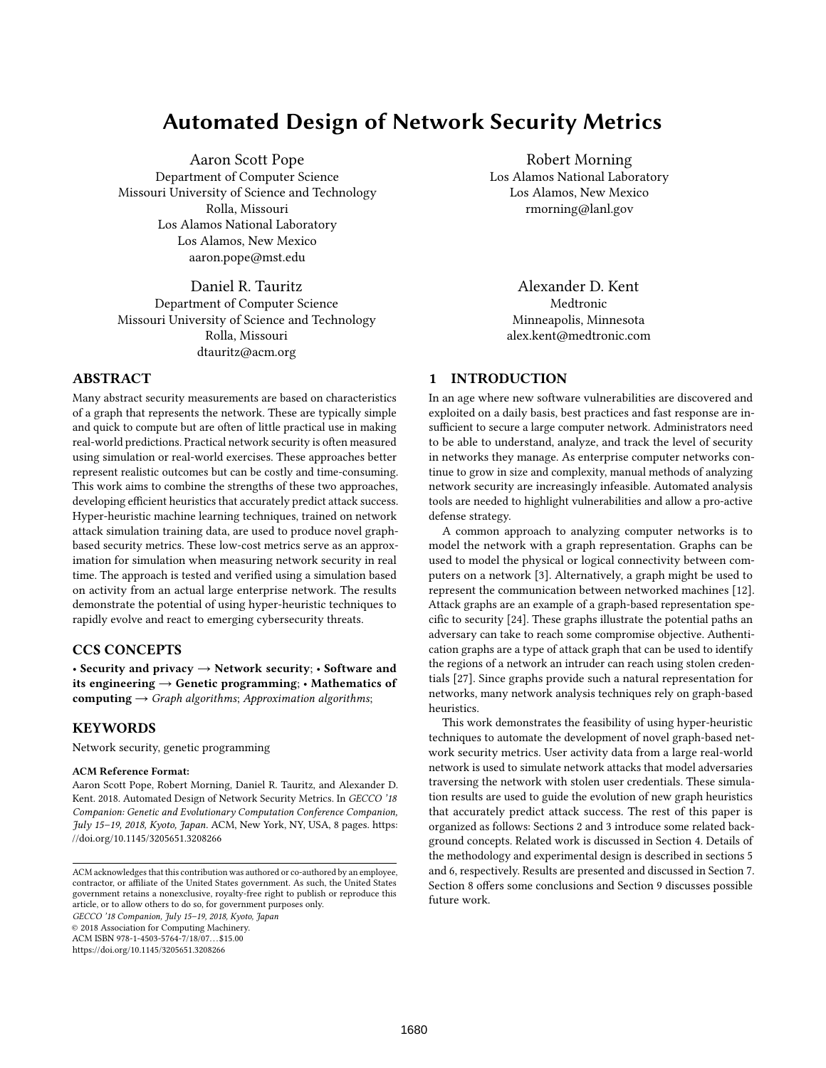# Automated Design of Network Security Metrics

Aaron Scott Pope
Department of Computer Science
Missouri University of Science and Technology
Rolla, Missouri
Los Alamos National Laboratory
Los Alamos, New Mexico
aaron.pope@mst.edu

Robert Morning
Los Alamos National Laboratory
Los Alamos, New Mexico
rmorning@lanl.gov

Daniel R. Tauritz
Department of Computer Science
Missouri University of Science and Technology
Rolla, Missouri
dtauritz@acm.org

Alexander D. Kent
Medtronic
Minneapolis, Minnesota
alex.kent@medtronic.com

## ABSTRACT

Many abstract security measurements are based on characteristics of a graph that represents the network. These are typically simple and quick to compute but are often of little practical use in making real-world predictions. Practical network security is often measured using simulation or real-world exercises. These approaches better represent realistic outcomes but can be costly and time-consuming. This work aims to combine the strengths of these two approaches, developing efficient heuristics that accurately predict attack success. Hyper-heuristic machine learning techniques, trained on network attack simulation training data, are used to produce novel graph-based security metrics. These low-cost metrics serve as an approximation for simulation when measuring network security in real time. The approach is tested and verified using a simulation based on activity from an actual large enterprise network. The results demonstrate the potential of using hyper-heuristic techniques to rapidly evolve and react to emerging cybersecurity threats.

## CCS CONCEPTS

• **Security and privacy → Network security**; • **Software and its engineering → Genetic programming**; • **Mathematics of computing →** *Graph algorithms*; *Approximation algorithms*;

## KEYWORDS

Network security, genetic programming

**ACM Reference Format:**
Aaron Scott Pope, Robert Morning, Daniel R. Tauritz, and Alexander D. Kent. 2018. Automated Design of Network Security Metrics. In *GECCO '18 Companion: Genetic and Evolutionary Computation Conference Companion, July 15–19, 2018, Kyoto, Japan.* ACM, New York, NY, USA, 8 pages. https://doi.org/10.1145/3205651.3208266

ACM acknowledges that this contribution was authored or co-authored by an employee, contractor, or affiliate of the United States government. As such, the United States government retains a nonexclusive, royalty-free right to publish or reproduce this article, or to allow others to do so, for government purposes only.
*GECCO '18 Companion, July 15–19, 2018, Kyoto, Japan*
© 2018 Association for Computing Machinery.
ACM ISBN 978-1-4503-5764-7/18/07…$15.00
https://doi.org/10.1145/3205651.3208266

## 1 INTRODUCTION

In an age where new software vulnerabilities are discovered and exploited on a daily basis, best practices and fast response are insufficient to secure a large computer network. Administrators need to be able to understand, analyze, and track the level of security in networks they manage. As enterprise computer networks continue to grow in size and complexity, manual methods of analyzing network security are increasingly infeasible. Automated analysis tools are needed to highlight vulnerabilities and allow a pro-active defense strategy.

A common approach to analyzing computer networks is to model the network with a graph representation. Graphs can be used to model the physical or logical connectivity between computers on a network [3]. Alternatively, a graph might be used to represent the communication between networked machines [12]. Attack graphs are an example of a graph-based representation specific to security [24]. These graphs illustrate the potential paths an adversary can take to reach some compromise objective. Authentication graphs are a type of attack graph that can be used to identify the regions of a network an intruder can reach using stolen credentials [27]. Since graphs provide such a natural representation for networks, many network analysis techniques rely on graph-based heuristics.

This work demonstrates the feasibility of using hyper-heuristic techniques to automate the development of novel graph-based network security metrics. User activity data from a large real-world network is used to simulate network attacks that model adversaries traversing the network with stolen user credentials. These simulation results are used to guide the evolution of new graph heuristics that accurately predict attack success. The rest of this paper is organized as follows: Sections 2 and 3 introduce some related background concepts. Related work is discussed in Section 4. Details of the methodology and experimental design is described in sections 5 and 6, respectively. Results are presented and discussed in Section 7. Section 8 offers some conclusions and Section 9 discusses possible future work.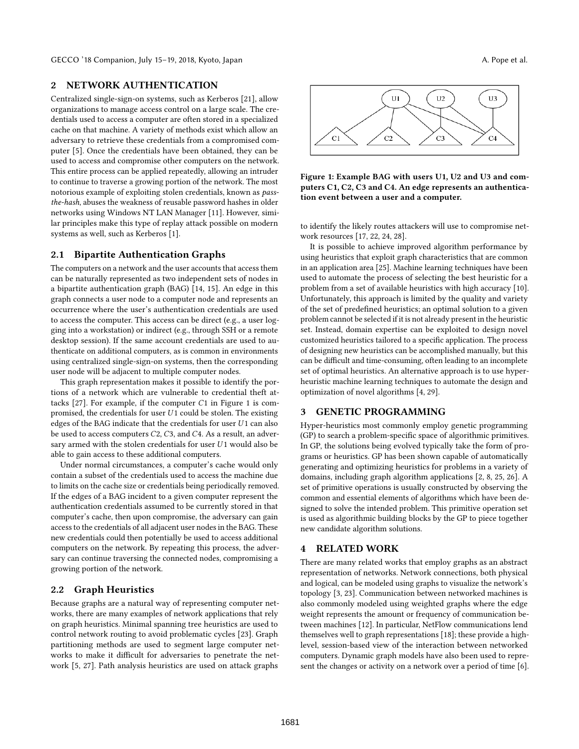## 2 NETWORK AUTHENTICATION

Centralized single-sign-on systems, such as Kerberos [21], allow organizations to manage access control on a large scale. The credentials used to access a computer are often stored in a specialized cache on that machine. A variety of methods exist which allow an adversary to retrieve these credentials from a compromised computer [5]. Once the credentials have been obtained, they can be used to access and compromise other computers on the network. This entire process can be applied repeatedly, allowing an intruder to continue to traverse a growing portion of the network. The most notorious example of exploiting stolen credentials, known as *pass-the-hash*, abuses the weakness of reusable password hashes in older networks using Windows NT LAN Manager [11]. However, similar principles make this type of replay attack possible on modern systems as well, such as Kerberos [1].

### 2.1 Bipartite Authentication Graphs

The computers on a network and the user accounts that access them can be naturally represented as two independent sets of nodes in a bipartite authentication graph (BAG) [14, 15]. An edge in this graph connects a user node to a computer node and represents an occurrence where the user's authentication credentials are used to access the computer. This access can be direct (e.g., a user logging into a workstation) or indirect (e.g., through SSH or a remote desktop session). If the same account credentials are used to authenticate on additional computers, as is common in environments using centralized single-sign-on systems, then the corresponding user node will be adjacent to multiple computer nodes.

This graph representation makes it possible to identify the portions of a network which are vulnerable to credential theft attacks [27]. For example, if the computer $C1$ in Figure 1 is compromised, the credentials for user $U1$ could be stolen. The existing edges of the BAG indicate that the credentials for user $U1$ can also be used to access computers $C2$, $C3$, and $C4$. As a result, an adversary armed with the stolen credentials for user $U1$ would also be able to gain access to these additional computers.

Under normal circumstances, a computer's cache would only contain a subset of the credentials used to access the machine due to limits on the cache size or credentials being periodically removed. If the edges of a BAG incident to a given computer represent the authentication credentials assumed to be currently stored in that computer's cache, then upon compromise, the adversary can gain access to the credentials of all adjacent user nodes in the BAG. These new credentials could then potentially be used to access additional computers on the network. By repeating this process, the adversary can continue traversing the connected nodes, compromising a growing portion of the network.

### 2.2 Graph Heuristics

Because graphs are a natural way of representing computer networks, there are many examples of network applications that rely on graph heuristics. Minimal spanning tree heuristics are used to control network routing to avoid problematic cycles [23]. Graph partitioning methods are used to segment large computer networks to make it difficult for adversaries to penetrate the network [5, 27]. Path analysis heuristics are used on attack graphs to identify the likely routes attackers will use to compromise network resources [17, 22, 24, 28].

**Figure 1: Example BAG with users U1, U2 and U3 and computers C1, C2, C3 and C4. An edge represents an authentication event between a user and a computer.**

It is possible to achieve improved algorithm performance by using heuristics that exploit graph characteristics that are common in an application area [25]. Machine learning techniques have been used to automate the process of selecting the best heuristic for a problem from a set of available heuristics with high accuracy [10]. Unfortunately, this approach is limited by the quality and variety of the set of predefined heuristics; an optimal solution to a given problem cannot be selected if it is not already present in the heuristic set. Instead, domain expertise can be exploited to design novel customized heuristics tailored to a specific application. The process of designing new heuristics can be accomplished manually, but this can be difficult and time-consuming, often leading to an incomplete set of optimal heuristics. An alternative approach is to use hyper-heuristic machine learning techniques to automate the design and optimization of novel algorithms [4, 29].

## 3 GENETIC PROGRAMMING

Hyper-heuristics most commonly employ genetic programming (GP) to search a problem-specific space of algorithmic primitives. In GP, the solutions being evolved typically take the form of programs or heuristics. GP has been shown capable of automatically generating and optimizing heuristics for problems in a variety of domains, including graph algorithm applications [2, 8, 25, 26]. A set of primitive operations is usually constructed by observing the common and essential elements of algorithms which have been designed to solve the intended problem. This primitive operation set is used as algorithmic building blocks by the GP to piece together new candidate algorithm solutions.

## 4 RELATED WORK

There are many related works that employ graphs as an abstract representation of networks. Network connections, both physical and logical, can be modeled using graphs to visualize the network's topology [3, 23]. Communication between networked machines is also commonly modeled using weighted graphs where the edge weight represents the amount or frequency of communication between machines [12]. In particular, NetFlow communications lend themselves well to graph representations [18]; these provide a high-level, session-based view of the interaction between networked computers. Dynamic graph models have also been used to represent the changes or activity on a network over a period of time [6].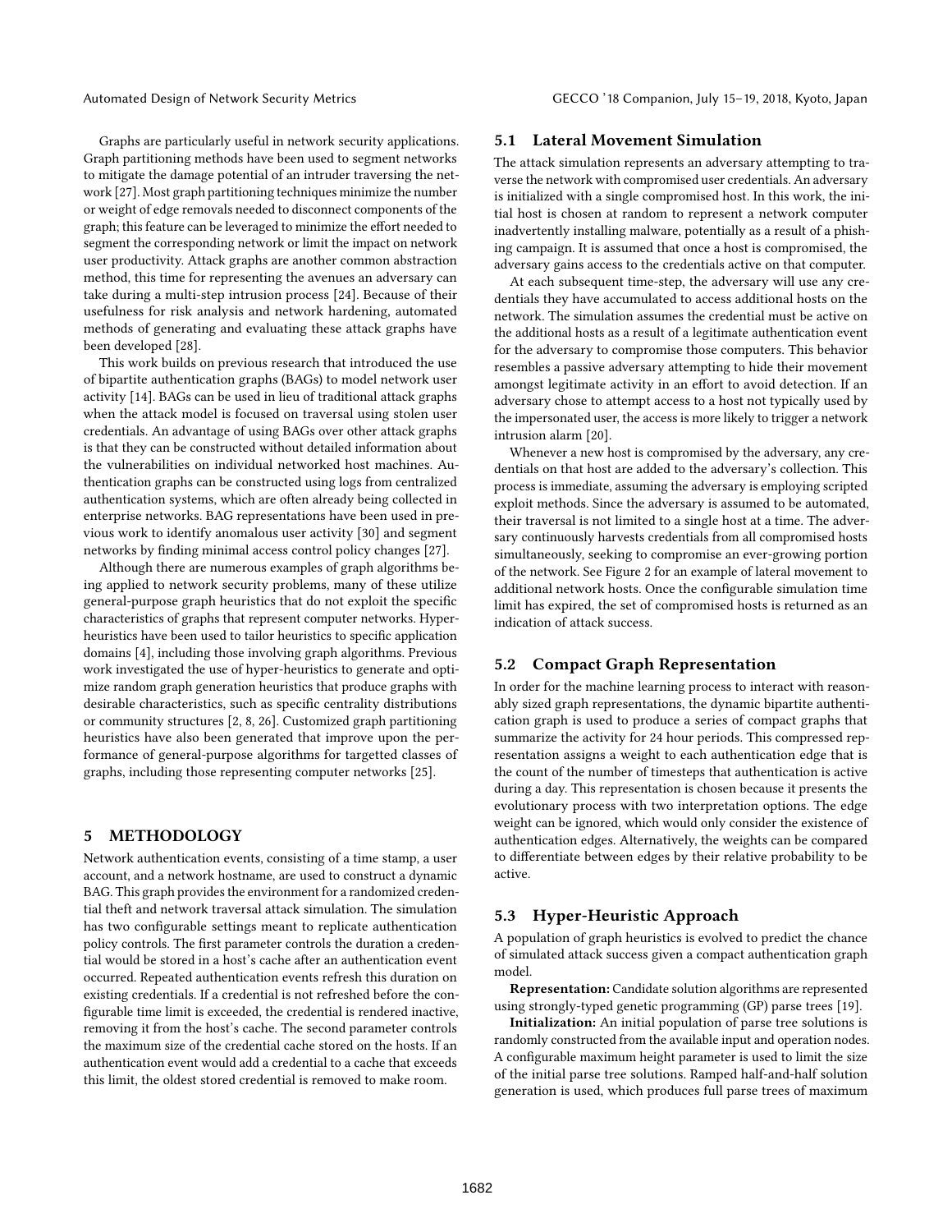Graphs are particularly useful in network security applications. Graph partitioning methods have been used to segment networks to mitigate the damage potential of an intruder traversing the network [27]. Most graph partitioning techniques minimize the number or weight of edge removals needed to disconnect components of the graph; this feature can be leveraged to minimize the effort needed to segment the corresponding network or limit the impact on network user productivity. Attack graphs are another common abstraction method, this time for representing the avenues an adversary can take during a multi-step intrusion process [24]. Because of their usefulness for risk analysis and network hardening, automated methods of generating and evaluating these attack graphs have been developed [28].

This work builds on previous research that introduced the use of bipartite authentication graphs (BAGs) to model network user activity [14]. BAGs can be used in lieu of traditional attack graphs when the attack model is focused on traversal using stolen user credentials. An advantage of using BAGs over other attack graphs is that they can be constructed without detailed information about the vulnerabilities on individual networked host machines. Authentication graphs can be constructed using logs from centralized authentication systems, which are often already being collected in enterprise networks. BAG representations have been used in previous work to identify anomalous user activity [30] and segment networks by finding minimal access control policy changes [27].

Although there are numerous examples of graph algorithms being applied to network security problems, many of these utilize general-purpose graph heuristics that do not exploit the specific characteristics of graphs that represent computer networks. Hyper-heuristics have been used to tailor heuristics to specific application domains [4], including those involving graph algorithms. Previous work investigated the use of hyper-heuristics to generate and optimize random graph generation heuristics that produce graphs with desirable characteristics, such as specific centrality distributions or community structures [2, 8, 26]. Customized graph partitioning heuristics have also been generated that improve upon the performance of general-purpose algorithms for targetted classes of graphs, including those representing computer networks [25].

# 5 METHODOLOGY

Network authentication events, consisting of a time stamp, a user account, and a network hostname, are used to construct a dynamic BAG. This graph provides the environment for a randomized credential theft and network traversal attack simulation. The simulation has two configurable settings meant to replicate authentication policy controls. The first parameter controls the duration a credential would be stored in a host's cache after an authentication event occurred. Repeated authentication events refresh this duration on existing credentials. If a credential is not refreshed before the configurable time limit is exceeded, the credential is rendered inactive, removing it from the host's cache. The second parameter controls the maximum size of the credential cache stored on the hosts. If an authentication event would add a credential to a cache that exceeds this limit, the oldest stored credential is removed to make room.

## 5.1 Lateral Movement Simulation

The attack simulation represents an adversary attempting to traverse the network with compromised user credentials. An adversary is initialized with a single compromised host. In this work, the initial host is chosen at random to represent a network computer inadvertently installing malware, potentially as a result of a phishing campaign. It is assumed that once a host is compromised, the adversary gains access to the credentials active on that computer.

At each subsequent time-step, the adversary will use any credentials they have accumulated to access additional hosts on the network. The simulation assumes the credential must be active on the additional hosts as a result of a legitimate authentication event for the adversary to compromise those computers. This behavior resembles a passive adversary attempting to hide their movement amongst legitimate activity in an effort to avoid detection. If an adversary chose to attempt access to a host not typically used by the impersonated user, the access is more likely to trigger a network intrusion alarm [20].

Whenever a new host is compromised by the adversary, any credentials on that host are added to the adversary's collection. This process is immediate, assuming the adversary is employing scripted exploit methods. Since the adversary is assumed to be automated, their traversal is not limited to a single host at a time. The adversary continuously harvests credentials from all compromised hosts simultaneously, seeking to compromise an ever-growing portion of the network. See Figure 2 for an example of lateral movement to additional network hosts. Once the configurable simulation time limit has expired, the set of compromised hosts is returned as an indication of attack success.

## 5.2 Compact Graph Representation

In order for the machine learning process to interact with reasonably sized graph representations, the dynamic bipartite authentication graph is used to produce a series of compact graphs that summarize the activity for 24 hour periods. This compressed representation assigns a weight to each authentication edge that is the count of the number of timesteps that authentication is active during a day. This representation is chosen because it presents the evolutionary process with two interpretation options. The edge weight can be ignored, which would only consider the existence of authentication edges. Alternatively, the weights can be compared to differentiate between edges by their relative probability to be active.

## 5.3 Hyper-Heuristic Approach

A population of graph heuristics is evolved to predict the chance of simulated attack success given a compact authentication graph model.

**Representation:** Candidate solution algorithms are represented using strongly-typed genetic programming (GP) parse trees [19].

**Initialization:** An initial population of parse tree solutions is randomly constructed from the available input and operation nodes. A configurable maximum height parameter is used to limit the size of the initial parse tree solutions. Ramped half-and-half solution generation is used, which produces full parse trees of maximum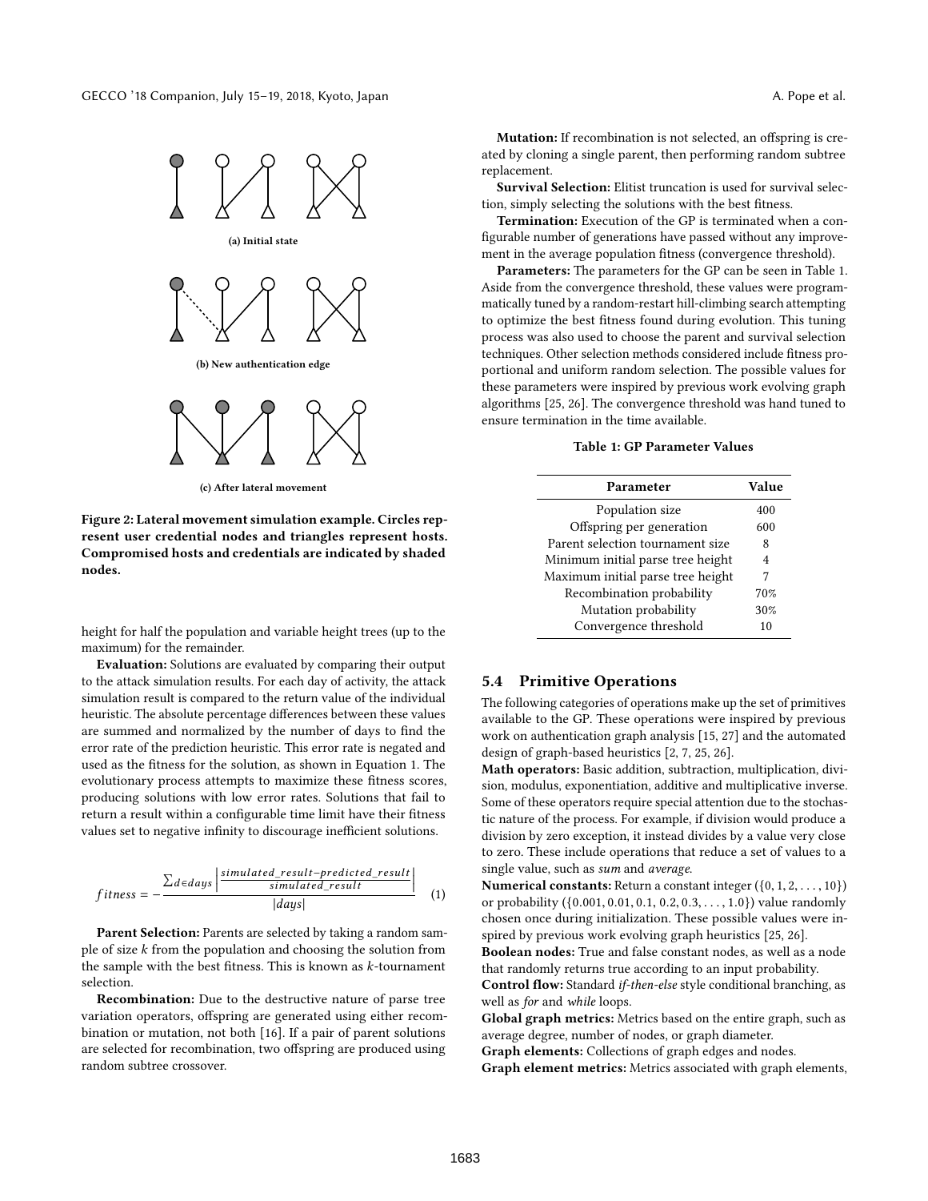(a) Initial state

(b) New authentication edge

(c) After lateral movement

**Figure 2: Lateral movement simulation example. Circles represent user credential nodes and triangles represent hosts. Compromised hosts and credentials are indicated by shaded nodes.**

height for half the population and variable height trees (up to the maximum) for the remainder.

**Evaluation:** Solutions are evaluated by comparing their output to the attack simulation results. For each day of activity, the attack simulation result is compared to the return value of the individual heuristic. The absolute percentage differences between these values are summed and normalized by the number of days to find the error rate of the prediction heuristic. This error rate is negated and used as the fitness for the solution, as shown in Equation 1. The evolutionary process attempts to maximize these fitness scores, producing solutions with low error rates. Solutions that fail to return a result within a configurable time limit have their fitness values set to negative infinity to discourage inefficient solutions.

$$fitness = -\frac{\sum_{d \in days} \left| \frac{simulated\_result - predicted\_result}{simulated\_result} \right|}{|days|} \quad (1)$$

**Parent Selection:** Parents are selected by taking a random sample of size $k$ from the population and choosing the solution from the sample with the best fitness. This is known as $k$-tournament selection.

**Recombination:** Due to the destructive nature of parse tree variation operators, offspring are generated using either recombination or mutation, not both [16]. If a pair of parent solutions are selected for recombination, two offspring are produced using random subtree crossover.

**Mutation:** If recombination is not selected, an offspring is created by cloning a single parent, then performing random subtree replacement.

**Survival Selection:** Elitist truncation is used for survival selection, simply selecting the solutions with the best fitness.

**Termination:** Execution of the GP is terminated when a configurable number of generations have passed without any improvement in the average population fitness (convergence threshold).

**Parameters:** The parameters for the GP can be seen in Table 1. Aside from the convergence threshold, these values were programmatically tuned by a random-restart hill-climbing search attempting to optimize the best fitness found during evolution. This tuning process was also used to choose the parent and survival selection techniques. Other selection methods considered include fitness proportional and uniform random selection. The possible values for these parameters were inspired by previous work evolving graph algorithms [25, 26]. The convergence threshold was hand tuned to ensure termination in the time available.

**Table 1: GP Parameter Values**

| Parameter | Value |
|---|---|
| Population size | 400 |
| Offspring per generation | 600 |
| Parent selection tournament size | 8 |
| Minimum initial parse tree height | 4 |
| Maximum initial parse tree height | 7 |
| Recombination probability | 70% |
| Mutation probability | 30% |
| Convergence threshold | 10 |

### 5.4 Primitive Operations

The following categories of operations make up the set of primitives available to the GP. These operations were inspired by previous work on authentication graph analysis [15, 27] and the automated design of graph-based heuristics [2, 7, 25, 26].

**Math operators:** Basic addition, subtraction, multiplication, division, modulus, exponentiation, additive and multiplicative inverse. Some of these operators require special attention due to the stochastic nature of the process. For example, if division would produce a division by zero exception, it instead divides by a value very close to zero. These include operations that reduce a set of values to a single value, such as *sum* and *average*.

**Numerical constants:** Return a constant integer ($\{0, 1, 2, \ldots, 10\}$) or probability ($\{0.001, 0.01, 0.1, 0.2, 0.3, \ldots, 1.0\}$) value randomly chosen once during initialization. These possible values were inspired by previous work evolving graph heuristics [25, 26].

**Boolean nodes:** True and false constant nodes, as well as a node that randomly returns true according to an input probability.

**Control flow:** Standard *if-then-else* style conditional branching, as well as *for* and *while* loops.

**Global graph metrics:** Metrics based on the entire graph, such as average degree, number of nodes, or graph diameter.

**Graph elements:** Collections of graph edges and nodes.

**Graph element metrics:** Metrics associated with graph elements,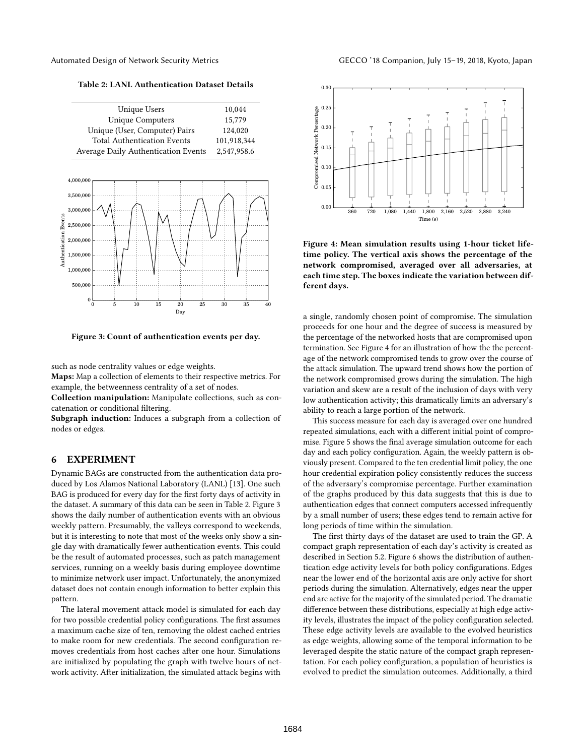**Table 2: LANL Authentication Dataset Details**

| | |
|---|---|
| Unique Users | 10,044 |
| Unique Computers | 15,779 |
| Unique (User, Computer) Pairs | 124,020 |
| Total Authentication Events | 101,918,344 |
| Average Daily Authentication Events | 2,547,958.6 |

4,000,000
3,500,000
3,000,000
2,500,000
2,000,000
1,500,000
1,000,000
500,000
0
Authentication Events
0 5 10 15 20 25 30 35 40
Day

**Figure 3: Count of authentication events per day.**

such as node centrality values or edge weights.

**Maps:** Map a collection of elements to their respective metrics. For example, the betweenness centrality of a set of nodes.

**Collection manipulation:** Manipulate collections, such as concatenation or conditional filtering.

**Subgraph induction:** Induces a subgraph from a collection of nodes or edges.

## 6 EXPERIMENT

Dynamic BAGs are constructed from the authentication data produced by Los Alamos National Laboratory (LANL) [13]. One such BAG is produced for every day for the first forty days of activity in the dataset. A summary of this data can be seen in Table 2. Figure 3 shows the daily number of authentication events with an obvious weekly pattern. Presumably, the valleys correspond to weekends, but it is interesting to note that most of the weeks only show a single day with dramatically fewer authentication events. This could be the result of automated processes, such as patch management services, running on a weekly basis during employee downtime to minimize network user impact. Unfortunately, the anonymized dataset does not contain enough information to better explain this pattern.

The lateral movement attack model is simulated for each day for two possible credential policy configurations. The first assumes a maximum cache size of ten, removing the oldest cached entries to make room for new credentials. The second configuration removes credentials from host caches after one hour. Simulations are initialized by populating the graph with twelve hours of network activity. After initialization, the simulated attack begins with

0.30
0.25
0.20
0.15
0.10
0.05
0.00
Compromised Network Percentage
360 720 1,080 1,440 1,800 2,160 2,520 2,880 3,240
Time (s)

**Figure 4: Mean simulation results using 1-hour ticket lifetime policy. The vertical axis shows the percentage of the network compromised, averaged over all adversaries, at each time step. The boxes indicate the variation between different days.**

a single, randomly chosen point of compromise. The simulation proceeds for one hour and the degree of success is measured by the percentage of the networked hosts that are compromised upon termination. See Figure 4 for an illustration of how the the percentage of the network compromised tends to grow over the course of the attack simulation. The upward trend shows how the portion of the network compromised grows during the simulation. The high variation and skew are a result of the inclusion of days with very low authentication activity; this dramatically limits an adversary's ability to reach a large portion of the network.

This success measure for each day is averaged over one hundred repeated simulations, each with a different initial point of compromise. Figure 5 shows the final average simulation outcome for each day and each policy configuration. Again, the weekly pattern is obviously present. Compared to the ten credential limit policy, the one hour credential expiration policy consistently reduces the success of the adversary's compromise percentage. Further examination of the graphs produced by this data suggests that this is due to authentication edges that connect computers accessed infrequently by a small number of users; these edges tend to remain active for long periods of time within the simulation.

The first thirty days of the dataset are used to train the GP. A compact graph representation of each day's activity is created as described in Section 5.2. Figure 6 shows the distribution of authentication edge activity levels for both policy configurations. Edges near the lower end of the horizontal axis are only active for short periods during the simulation. Alternatively, edges near the upper end are active for the majority of the simulated period. The dramatic difference between these distributions, especially at high edge activity levels, illustrates the impact of the policy configuration selected. These edge activity levels are available to the evolved heuristics as edge weights, allowing some of the temporal information to be leveraged despite the static nature of the compact graph representation. For each policy configuration, a population of heuristics is evolved to predict the simulation outcomes. Additionally, a third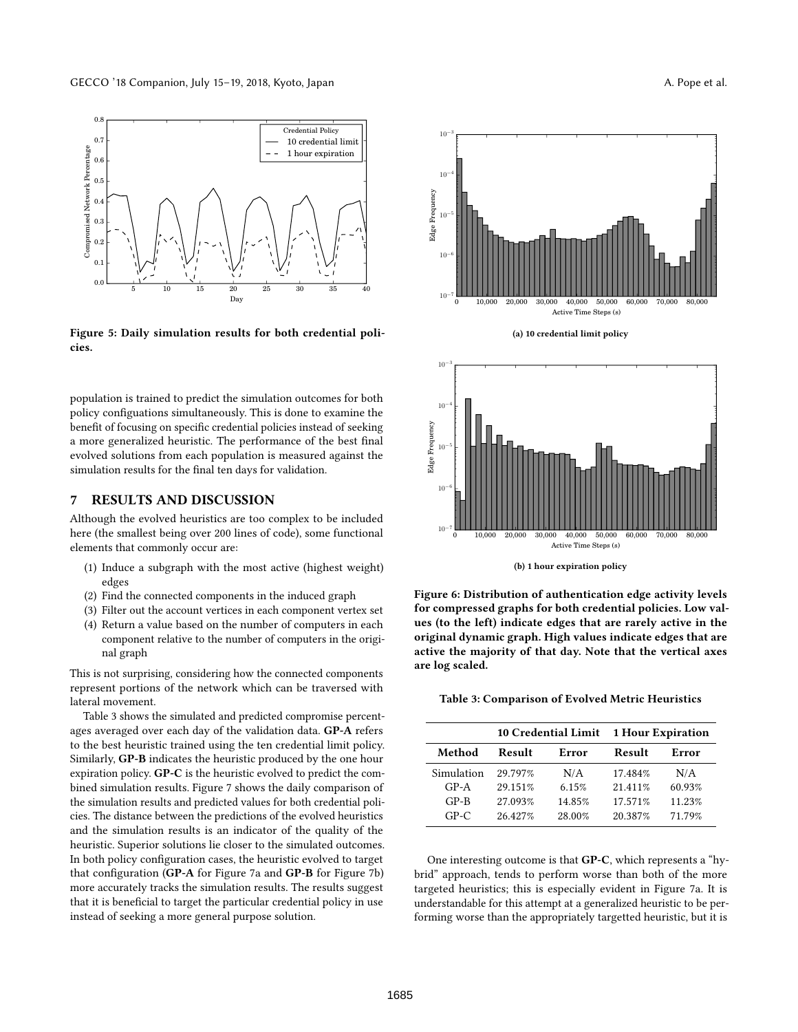Figure 5: Daily simulation results for both credential policies.

population is trained to predict the simulation outcomes for both policy configuations simultaneously. This is done to examine the benefit of focusing on specific credential policies instead of seeking a more generalized heuristic. The performance of the best final evolved solutions from each population is measured against the simulation results for the final ten days for validation.

## 7 RESULTS AND DISCUSSION

Although the evolved heuristics are too complex to be included here (the smallest being over 200 lines of code), some functional elements that commonly occur are:

1. Induce a subgraph with the most active (highest weight) edges
2. Find the connected components in the induced graph
3. Filter out the account vertices in each component vertex set
4. Return a value based on the number of computers in each component relative to the number of computers in the original graph

This is not surprising, considering how the connected components represent portions of the network which can be traversed with lateral movement.

Table 3 shows the simulated and predicted compromise percentages averaged over each day of the validation data. **GP-A** refers to the best heuristic trained using the ten credential limit policy. Similarly, **GP-B** indicates the heuristic produced by the one hour expiration policy. **GP-C** is the heuristic evolved to predict the combined simulation results. Figure 7 shows the daily comparison of the simulation results and predicted values for both credential policies. The distance between the predictions of the evolved heuristics and the simulation results is an indicator of the quality of the heuristic. Superior solutions lie closer to the simulated outcomes. In both policy configuration cases, the heuristic evolved to target that configuration (**GP-A** for Figure 7a and **GP-B** for Figure 7b) more accurately tracks the simulation results. The results suggest that it is beneficial to target the particular credential policy in use instead of seeking a more general purpose solution.

(a) 10 credential limit policy

(b) 1 hour expiration policy

Figure 6: Distribution of authentication edge activity levels for compressed graphs for both credential policies. Low values (to the left) indicate edges that are rarely active in the original dynamic graph. High values indicate edges that are active the majority of that day. Note that the vertical axes are log scaled.

Table 3: Comparison of Evolved Metric Heuristics

| | 10 Credential Limit | | 1 Hour Expiration | |
|---|---|---|---|---|
| **Method** | **Result** | **Error** | **Result** | **Error** |
| Simulation | 29.797% | N/A | 17.484% | N/A |
| GP-A | 29.151% | 6.15% | 21.411% | 60.93% |
| GP-B | 27.093% | 14.85% | 17.571% | 11.23% |
| GP-C | 26.427% | 28.00% | 20.387% | 71.79% |

One interesting outcome is that **GP-C**, which represents a "hybrid" approach, tends to perform worse than both of the more targeted heuristics; this is especially evident in Figure 7a. It is understandable for this attempt at a generalized heuristic to be performing worse than the appropriately targetted heuristic, but it is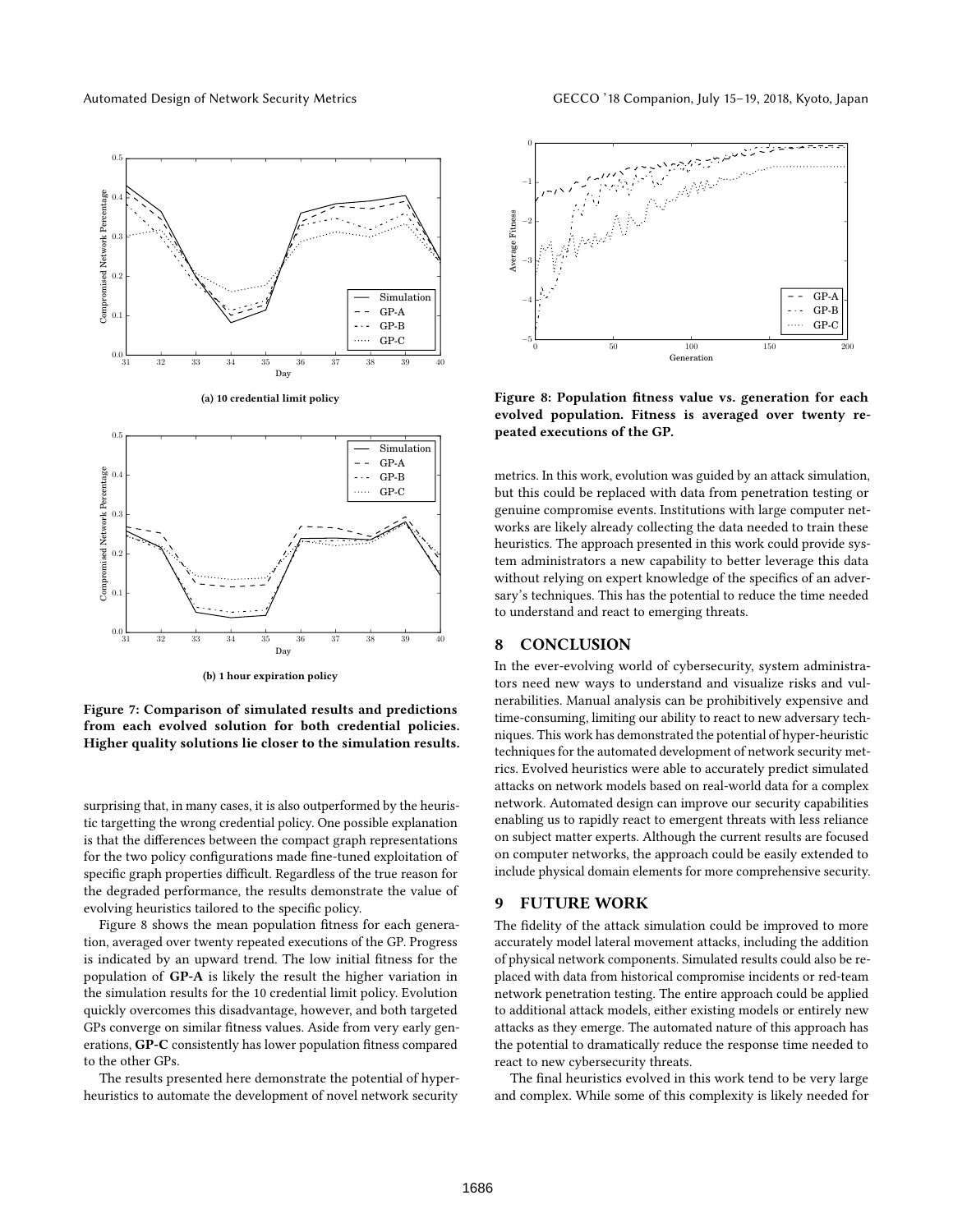0.5
0.4
0.3
0.2
0.1
0.0
Compromised Network Percentage
31 32 33 34 35 36 37 38 39 40
Day
Simulation
GP-A
GP-B
GP-C

(a) 10 credential limit policy

0.5
0.4
0.3
0.2
0.1
0.0
Compromised Network Percentage
31 32 33 34 35 36 37 38 39 40
Day
Simulation
GP-A
GP-B
GP-C

(b) 1 hour expiration policy

**Figure 7: Comparison of simulated results and predictions from each evolved solution for both credential policies. Higher quality solutions lie closer to the simulation results.**

surprising that, in many cases, it is also outperformed by the heuristic targetting the wrong credential policy. One possible explanation is that the differences between the compact graph representations for the two policy configurations made fine-tuned exploitation of specific graph properties difficult. Regardless of the true reason for the degraded performance, the results demonstrate the value of evolving heuristics tailored to the specific policy.

Figure 8 shows the mean population fitness for each generation, averaged over twenty repeated executions of the GP. Progress is indicated by an upward trend. The low initial fitness for the population of **GP-A** is likely the result the higher variation in the simulation results for the 10 credential limit policy. Evolution quickly overcomes this disadvantage, however, and both targeted GPs converge on similar fitness values. Aside from very early generations, **GP-C** consistently has lower population fitness compared to the other GPs.

The results presented here demonstrate the potential of hyper-heuristics to automate the development of novel network security

0
−1
−2
−3
−4
−5
Average Fitness
0 50 100 150 200
Generation
GP-A
GP-B
GP-C

**Figure 8: Population fitness value vs. generation for each evolved population. Fitness is averaged over twenty repeated executions of the GP.**

metrics. In this work, evolution was guided by an attack simulation, but this could be replaced with data from penetration testing or genuine compromise events. Institutions with large computer networks are likely already collecting the data needed to train these heuristics. The approach presented in this work could provide system administrators a new capability to better leverage this data without relying on expert knowledge of the specifics of an adversary's techniques. This has the potential to reduce the time needed to understand and react to emerging threats.

## 8 CONCLUSION

In the ever-evolving world of cybersecurity, system administrators need new ways to understand and visualize risks and vulnerabilities. Manual analysis can be prohibitively expensive and time-consuming, limiting our ability to react to new adversary techniques. This work has demonstrated the potential of hyper-heuristic techniques for the automated development of network security metrics. Evolved heuristics were able to accurately predict simulated attacks on network models based on real-world data for a complex network. Automated design can improve our security capabilities enabling us to rapidly react to emergent threats with less reliance on subject matter experts. Although the current results are focused on computer networks, the approach could be easily extended to include physical domain elements for more comprehensive security.

## 9 FUTURE WORK

The fidelity of the attack simulation could be improved to more accurately model lateral movement attacks, including the addition of physical network components. Simulated results could also be replaced with data from historical compromise incidents or red-team network penetration testing. The entire approach could be applied to additional attack models, either existing models or entirely new attacks as they emerge. The automated nature of this approach has the potential to dramatically reduce the response time needed to react to new cybersecurity threats.

The final heuristics evolved in this work tend to be very large and complex. While some of this complexity is likely needed for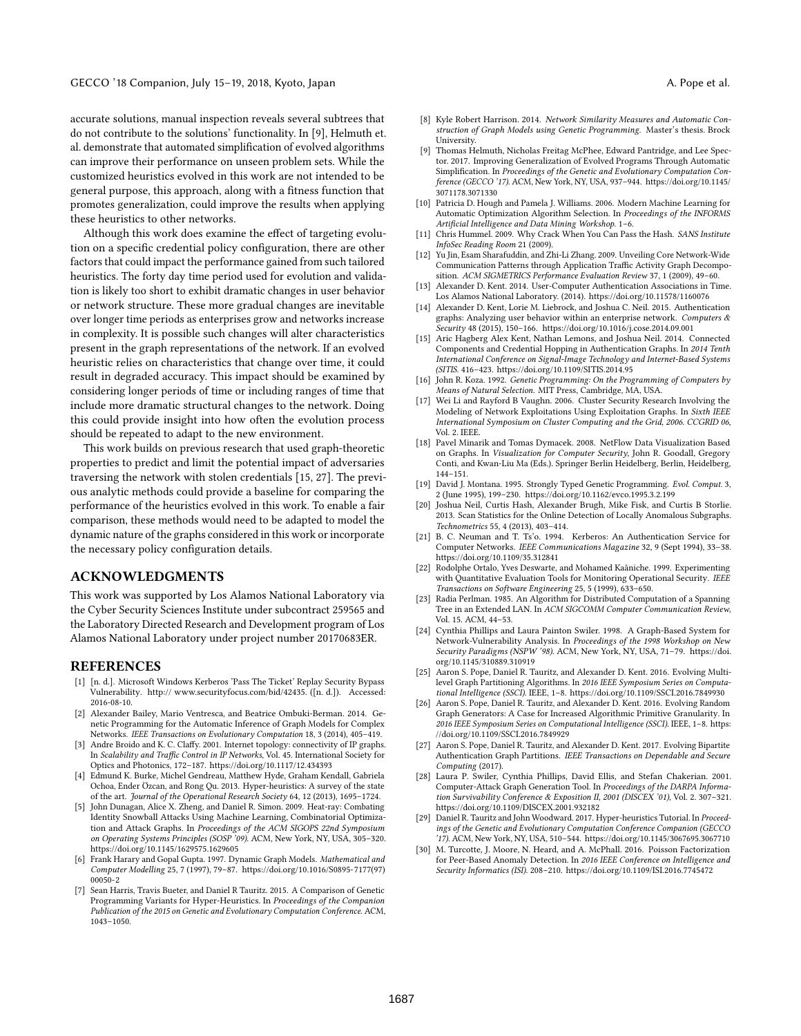accurate solutions, manual inspection reveals several subtrees that do not contribute to the solutions' functionality. In [9], Helmuth et. al. demonstrate that automated simplification of evolved algorithms can improve their performance on unseen problem sets. While the customized heuristics evolved in this work are not intended to be general purpose, this approach, along with a fitness function that promotes generalization, could improve the results when applying these heuristics to other networks.

Although this work does examine the effect of targeting evolution on a specific credential policy configuration, there are other factors that could impact the performance gained from such tailored heuristics. The forty day time period used for evolution and validation is likely too short to exhibit dramatic changes in user behavior or network structure. These more gradual changes are inevitable over longer time periods as enterprises grow and networks increase in complexity. It is possible such changes will alter characteristics present in the graph representations of the network. If an evolved heuristic relies on characteristics that change over time, it could result in degraded accuracy. This impact should be examined by considering longer periods of time or including ranges of time that include more dramatic structural changes to the network. Doing this could provide insight into how often the evolution process should be repeated to adapt to the new environment.

This work builds on previous research that used graph-theoretic properties to predict and limit the potential impact of adversaries traversing the network with stolen credentials [15, 27]. The previous analytic methods could provide a baseline for comparing the performance of the heuristics evolved in this work. To enable a fair comparison, these methods would need to be adapted to model the dynamic nature of the graphs considered in this work or incorporate the necessary policy configuration details.

## ACKNOWLEDGMENTS

This work was supported by Los Alamos National Laboratory via the Cyber Security Sciences Institute under subcontract 259565 and the Laboratory Directed Research and Development program of Los Alamos National Laboratory under project number 20170683ER.

## REFERENCES

[1] [n. d.]. Microsoft Windows Kerberos 'Pass The Ticket' Replay Security Bypass Vulnerability. http:// www.securityfocus.com/bid/42435. ([n. d.]). Accessed: 2016-08-10.

[2] Alexander Bailey, Mario Ventresca, and Beatrice Ombuki-Berman. 2014. Genetic Programming for the Automatic Inference of Graph Models for Complex Networks. *IEEE Transactions on Evolutionary Computation* 18, 3 (2014), 405–419.

[3] Andre Broido and K. C. Claffy. 2001. Internet topology: connectivity of IP graphs. In *Scalability and Traffic Control in IP Networks*, Vol. 45. International Society for Optics and Photonics, 172–187. https://doi.org/10.1117/12.434393

[4] Edmund K. Burke, Michel Gendreau, Matthew Hyde, Graham Kendall, Gabriela Ochoa, Ender Özcan, and Rong Qu. 2013. Hyper-heuristics: A survey of the state of the art. *Journal of the Operational Research Society* 64, 12 (2013), 1695–1724.

[5] John Dunagan, Alice X. Zheng, and Daniel R. Simon. 2009. Heat-ray: Combating Identity Snowball Attacks Using Machine Learning, Combinatorial Optimization and Attack Graphs. In *Proceedings of the ACM SIGOPS 22nd Symposium on Operating Systems Principles (SOSP '09)*. ACM, New York, NY, USA, 305–320. https://doi.org/10.1145/1629575.1629605

[6] Frank Harary and Gopal Gupta. 1997. Dynamic Graph Models. *Mathematical and Computer Modelling* 25, 7 (1997), 79–87. https://doi.org/10.1016/S0895-7177(97)00050-2

[7] Sean Harris, Travis Bueter, and Daniel R Tauritz. 2015. A Comparison of Genetic Programming Variants for Hyper-Heuristics. In *Proceedings of the Companion Publication of the 2015 on Genetic and Evolutionary Computation Conference*. ACM, 1043–1050.

[8] Kyle Robert Harrison. 2014. *Network Similarity Measures and Automatic Construction of Graph Models using Genetic Programming.* Master's thesis. Brock University.

[9] Thomas Helmuth, Nicholas Freitag McPhee, Edward Pantridge, and Lee Spector. 2017. Improving Generalization of Evolved Programs Through Automatic Simplification. In *Proceedings of the Genetic and Evolutionary Computation Conference (GECCO '17)*. ACM, New York, NY, USA, 937–944. https://doi.org/10.1145/3071178.3071330

[10] Patricia D. Hough and Pamela J. Williams. 2006. Modern Machine Learning for Automatic Optimization Algorithm Selection. In *Proceedings of the INFORMS Artificial Intelligence and Data Mining Workshop*. 1–6.

[11] Chris Hummel. 2009. Why Crack When You Can Pass the Hash. *SANS Institute InfoSec Reading Room* 21 (2009).

[12] Yu Jin, Esam Sharafuddin, and Zhi-Li Zhang. 2009. Unveiling Core Network-Wide Communication Patterns through Application Traffic Activity Graph Decomposition. *ACM SIGMETRICS Performance Evaluation Review* 37, 1 (2009), 49–60.

[13] Alexander D. Kent. 2014. User-Computer Authentication Associations in Time. Los Alamos National Laboratory. (2014). https://doi.org/10.11578/1160076

[14] Alexander D. Kent, Lorie M. Liebrock, and Joshua C. Neil. 2015. Authentication graphs: Analyzing user behavior within an enterprise network. *Computers & Security* 48 (2015), 150–166. https://doi.org/10.1016/j.cose.2014.09.001

[15] Aric Hagberg Alex Kent, Nathan Lemons, and Joshua Neil. 2014. Connected Components and Credential Hopping in Authentication Graphs. In *2014 Tenth International Conference on Signal-Image Technology and Internet-Based Systems (SITIS*. 416–423. https://doi.org/10.1109/SITIS.2014.95

[16] John R. Koza. 1992. *Genetic Programming: On the Programming of Computers by Means of Natural Selection.* MIT Press, Cambridge, MA, USA.

[17] Wei Li and Rayford B Vaughn. 2006. Cluster Security Research Involving the Modeling of Network Exploitations Using Exploitation Graphs. In *Sixth IEEE International Symposium on Cluster Computing and the Grid, 2006. CCGRID 06*, Vol. 2. IEEE.

[18] Pavel Minarik and Tomas Dymacek. 2008. NetFlow Data Visualization Based on Graphs. In *Visualization for Computer Security*, John R. Goodall, Gregory Conti, and Kwan-Liu Ma (Eds.). Springer Berlin Heidelberg, Berlin, Heidelberg, 144–151.

[19] David J. Montana. 1995. Strongly Typed Genetic Programming. *Evol. Comput.* 3, 2 (June 1995), 199–230. https://doi.org/10.1162/evco.1995.3.2.199

[20] Joshua Neil, Curtis Hash, Alexander Brugh, Mike Fisk, and Curtis B Storlie. 2013. Scan Statistics for the Online Detection of Locally Anomalous Subgraphs. *Technometrics* 55, 4 (2013), 403–414.

[21] B. C. Neuman and T. Ts'o. 1994. Kerberos: An Authentication Service for Computer Networks. *IEEE Communications Magazine* 32, 9 (Sept 1994), 33–38. https://doi.org/10.1109/35.312841

[22] Rodolphe Ortalo, Yves Deswarte, and Mohamed Kaâniche. 1999. Experimenting with Quantitative Evaluation Tools for Monitoring Operational Security. *IEEE Transactions on Software Engineering* 25, 5 (1999), 633–650.

[23] Radia Perlman. 1985. An Algorithm for Distributed Computation of a Spanning Tree in an Extended LAN. In *ACM SIGCOMM Computer Communication Review*, Vol. 15. ACM, 44–53.

[24] Cynthia Phillips and Laura Painton Swiler. 1998. A Graph-Based System for Network-Vulnerability Analysis. In *Proceedings of the 1998 Workshop on New Security Paradigms (NSPW '98)*. ACM, New York, NY, USA, 71–79. https://doi.org/10.1145/310889.310919

[25] Aaron S. Pope, Daniel R. Tauritz, and Alexander D. Kent. 2016. Evolving Multi-level Graph Partitioning Algorithms. In *2016 IEEE Symposium Series on Computational Intelligence (SSCI)*. IEEE, 1–8. https://doi.org/10.1109/SSCI.2016.7849930

[26] Aaron S. Pope, Daniel R. Tauritz, and Alexander D. Kent. 2016. Evolving Random Graph Generators: A Case for Increased Algorithmic Primitive Granularity. In *2016 IEEE Symposium Series on Computational Intelligence (SSCI)*. IEEE, 1–8. https://doi.org/10.1109/SSCI.2016.7849929

[27] Aaron S. Pope, Daniel R. Tauritz, and Alexander D. Kent. 2017. Evolving Bipartite Authentication Graph Partitions. *IEEE Transactions on Dependable and Secure Computing* (2017).

[28] Laura P. Swiler, Cynthia Phillips, David Ellis, and Stefan Chakerian. 2001. Computer-Attack Graph Generation Tool. In *Proceedings of the DARPA Information Survivability Conference & Exposition II, 2001 (DISCEX '01)*, Vol. 2. 307–321. https://doi.org/10.1109/DISCEX.2001.932182

[29] Daniel R. Tauritz and John Woodward. 2017. Hyper-heuristics Tutorial. In *Proceedings of the Genetic and Evolutionary Computation Conference Companion (GECCO '17)*. ACM, New York, NY, USA, 510–544. https://doi.org/10.1145/3067695.3067710

[30] M. Turcotte, J. Moore, N. Heard, and A. McPhall. 2016. Poisson Factorization for Peer-Based Anomaly Detection. In *2016 IEEE Conference on Intelligence and Security Informatics (ISI)*. 208–210. https://doi.org/10.1109/ISI.2016.7745472